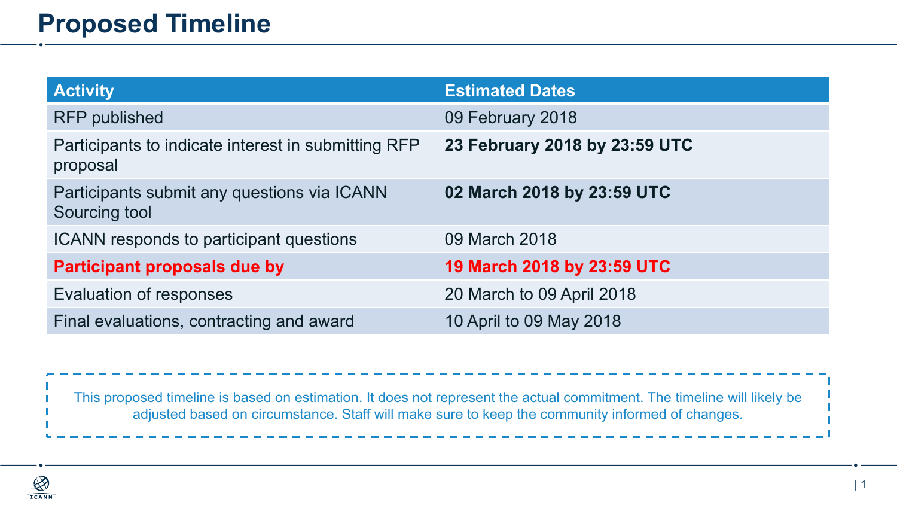# Proposed Timeline

| Activity | Estimated Dates |
| --- | --- |
| RFP published | 09 February 2018 |
| Participants to indicate interest in submitting RFP proposal | **23 February 2018 by 23:59 UTC** |
| Participants submit any questions via ICANN Sourcing tool | **02 March 2018 by 23:59 UTC** |
| ICANN responds to participant questions | 09 March 2018 |
| **Participant proposals due by** | **19 March 2018 by 23:59 UTC** |
| Evaluation of responses | 20 March to 09 April 2018 |
| Final evaluations, contracting and award | 10 April to 09 May 2018 |

This proposed timeline is based on estimation. It does not represent the actual commitment. The timeline will likely be adjusted based on circumstance. Staff will make sure to keep the community informed of changes.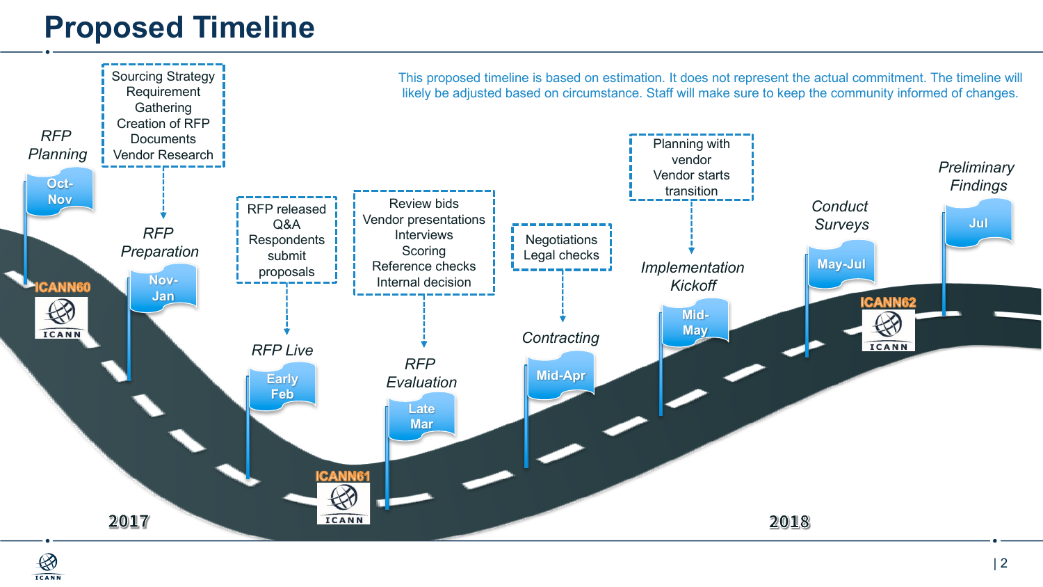# Proposed Timeline

This proposed timeline is based on estimation. It does not represent the actual commitment. The timeline will likely be adjusted based on circumstance. Staff will make sure to keep the community informed of changes.

2017

*RFP Planning*
Oct-Nov

ICANN60

*RFP Preparation*
Nov-Jan

- Sourcing Strategy
- Requirement Gathering
- Creation of RFP Documents
- Vendor Research

*RFP Live*
Early Feb

- RFP released
- Q&A
- Respondents submit proposals

ICANN61

*RFP Evaluation*
Late Mar

- Review bids
- Vendor presentations
- Interviews
- Scoring
- Reference checks
- Internal decision

*Contracting*
Mid-Apr

- Negotiations
- Legal checks

*Implementation Kickoff*
Mid-May

- Planning with vendor
- Vendor starts transition

*Conduct Surveys*
May-Jul

ICANN62

*Preliminary Findings*
Jul

2018